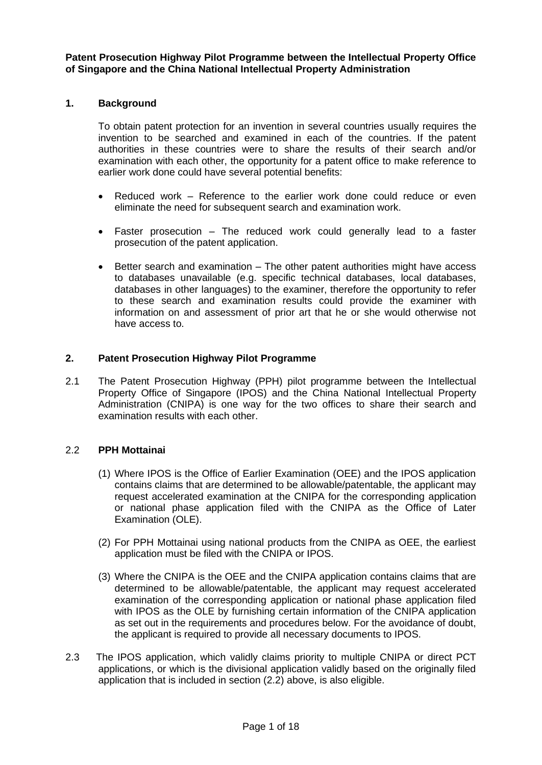**Patent Prosecution Highway Pilot Programme between the Intellectual Property Office of Singapore and the China National Intellectual Property Administration**

## 1. Background

To obtain patent protection for an invention in several countries usually requires the invention to be searched and examined in each of the countries. If the patent authorities in these countries were to share the results of their search and/or examination with each other, the opportunity for a patent office to make reference to earlier work done could have several potential benefits:

- Reduced work – Reference to the earlier work done could reduce or even eliminate the need for subsequent search and examination work.
- Faster prosecution – The reduced work could generally lead to a faster prosecution of the patent application.
- Better search and examination – The other patent authorities might have access to databases unavailable (e.g. specific technical databases, local databases, databases in other languages) to the examiner, therefore the opportunity to refer to these search and examination results could provide the examiner with information on and assessment of prior art that he or she would otherwise not have access to.

## 2. Patent Prosecution Highway Pilot Programme

2.1 The Patent Prosecution Highway (PPH) pilot programme between the Intellectual Property Office of Singapore (IPOS) and the China National Intellectual Property Administration (CNIPA) is one way for the two offices to share their search and examination results with each other.

2.2 **PPH Mottainai**

(1) Where IPOS is the Office of Earlier Examination (OEE) and the IPOS application contains claims that are determined to be allowable/patentable, the applicant may request accelerated examination at the CNIPA for the corresponding application or national phase application filed with the CNIPA as the Office of Later Examination (OLE).

(2) For PPH Mottainai using national products from the CNIPA as OEE, the earliest application must be filed with the CNIPA or IPOS.

(3) Where the CNIPA is the OEE and the CNIPA application contains claims that are determined to be allowable/patentable, the applicant may request accelerated examination of the corresponding application or national phase application filed with IPOS as the OLE by furnishing certain information of the CNIPA application as set out in the requirements and procedures below. For the avoidance of doubt, the applicant is required to provide all necessary documents to IPOS.

2.3 The IPOS application, which validly claims priority to multiple CNIPA or direct PCT applications, or which is the divisional application validly based on the originally filed application that is included in section (2.2) above, is also eligible.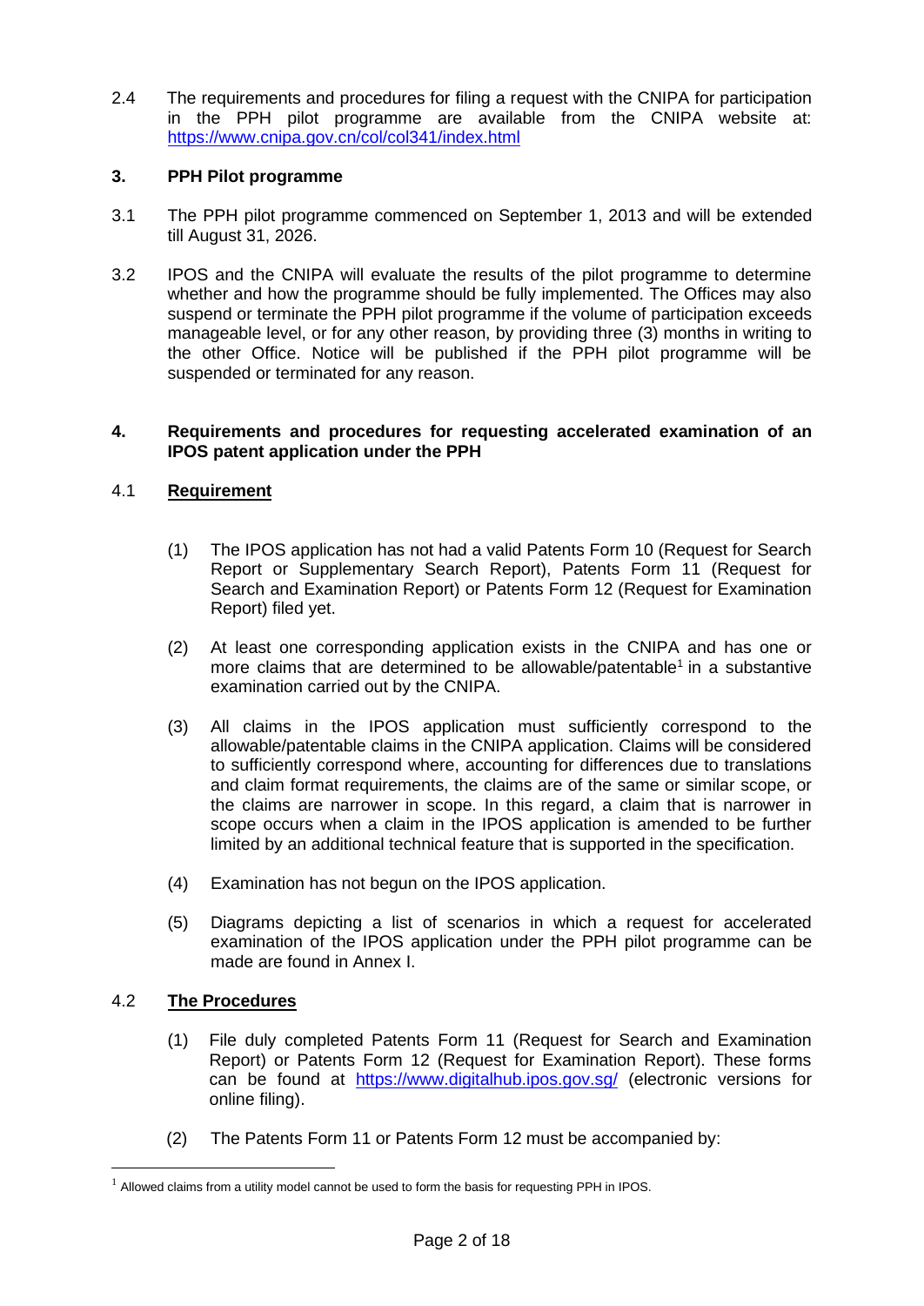2.4 The requirements and procedures for filing a request with the CNIPA for participation in the PPH pilot programme are available from the CNIPA website at: https://www.cnipa.gov.cn/col/col341/index.html

## 3. PPH Pilot programme

3.1 The PPH pilot programme commenced on September 1, 2013 and will be extended till August 31, 2026.

3.2 IPOS and the CNIPA will evaluate the results of the pilot programme to determine whether and how the programme should be fully implemented. The Offices may also suspend or terminate the PPH pilot programme if the volume of participation exceeds manageable level, or for any other reason, by providing three (3) months in writing to the other Office. Notice will be published if the PPH pilot programme will be suspended or terminated for any reason.

## 4. Requirements and procedures for requesting accelerated examination of an IPOS patent application under the PPH

### 4.1 Requirement

(1) The IPOS application has not had a valid Patents Form 10 (Request for Search Report or Supplementary Search Report), Patents Form 11 (Request for Search and Examination Report) or Patents Form 12 (Request for Examination Report) filed yet.

(2) At least one corresponding application exists in the CNIPA and has one or more claims that are determined to be allowable/patentable[1] in a substantive examination carried out by the CNIPA.

(3) All claims in the IPOS application must sufficiently correspond to the allowable/patentable claims in the CNIPA application. Claims will be considered to sufficiently correspond where, accounting for differences due to translations and claim format requirements, the claims are of the same or similar scope, or the claims are narrower in scope. In this regard, a claim that is narrower in scope occurs when a claim in the IPOS application is amended to be further limited by an additional technical feature that is supported in the specification.

(4) Examination has not begun on the IPOS application.

(5) Diagrams depicting a list of scenarios in which a request for accelerated examination of the IPOS application under the PPH pilot programme can be made are found in Annex I.

### 4.2 The Procedures

(1) File duly completed Patents Form 11 (Request for Search and Examination Report) or Patents Form 12 (Request for Examination Report). These forms can be found at https://www.digitalhub.ipos.gov.sg/ (electronic versions for online filing).

(2) The Patents Form 11 or Patents Form 12 must be accompanied by:

[1] Allowed claims from a utility model cannot be used to form the basis for requesting PPH in IPOS.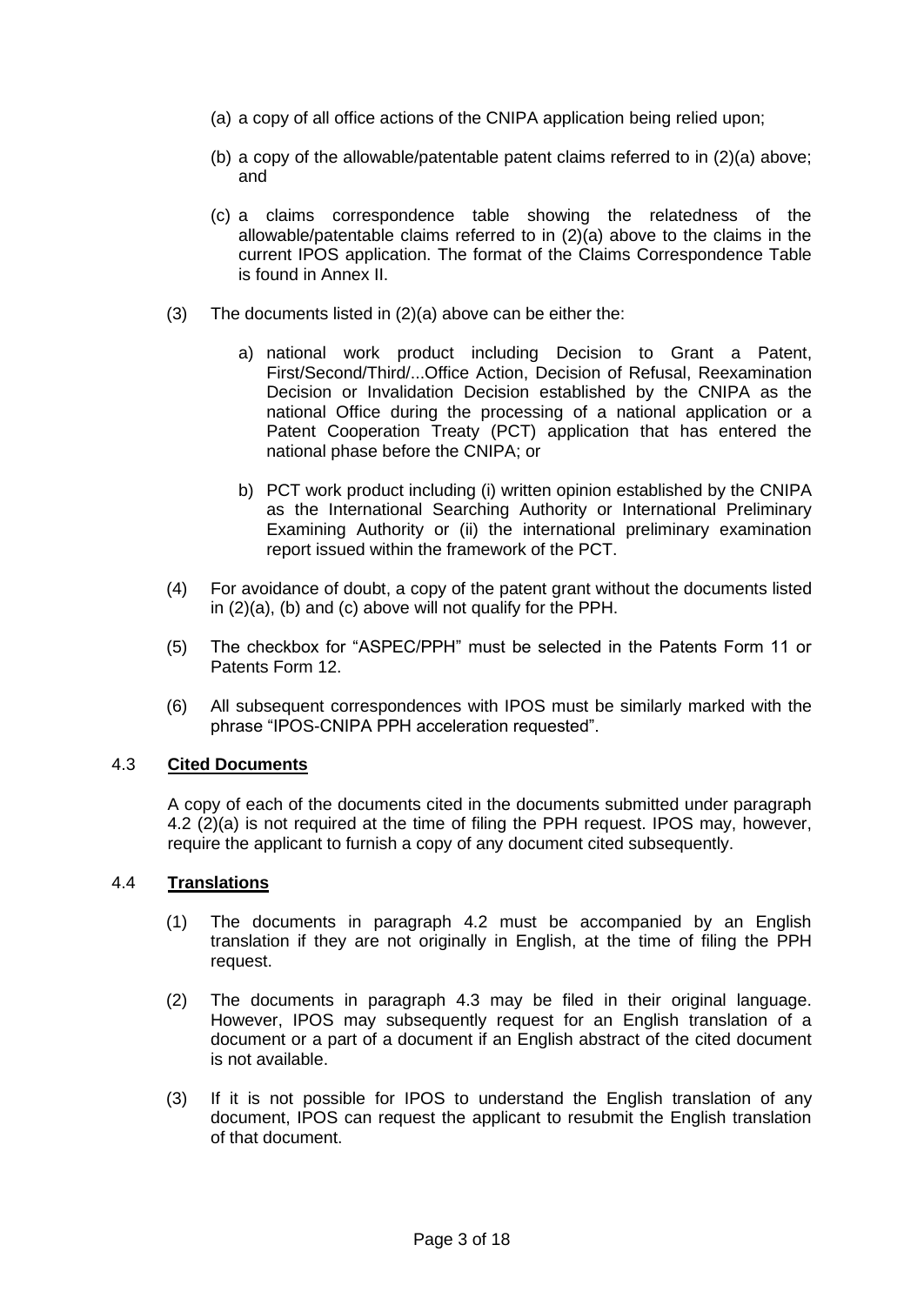(a) a copy of all office actions of the CNIPA application being relied upon;

(b) a copy of the allowable/patentable patent claims referred to in (2)(a) above; and

(c) a claims correspondence table showing the relatedness of the allowable/patentable claims referred to in (2)(a) above to the claims in the current IPOS application. The format of the Claims Correspondence Table is found in Annex II.

(3) The documents listed in (2)(a) above can be either the:

a) national work product including Decision to Grant a Patent, First/Second/Third/...Office Action, Decision of Refusal, Reexamination Decision or Invalidation Decision established by the CNIPA as the national Office during the processing of a national application or a Patent Cooperation Treaty (PCT) application that has entered the national phase before the CNIPA; or

b) PCT work product including (i) written opinion established by the CNIPA as the International Searching Authority or International Preliminary Examining Authority or (ii) the international preliminary examination report issued within the framework of the PCT.

(4) For avoidance of doubt, a copy of the patent grant without the documents listed in (2)(a), (b) and (c) above will not qualify for the PPH.

(5) The checkbox for "ASPEC/PPH" must be selected in the Patents Form 11 or Patents Form 12.

(6) All subsequent correspondences with IPOS must be similarly marked with the phrase "IPOS-CNIPA PPH acceleration requested".

### 4.3 **Cited Documents**

A copy of each of the documents cited in the documents submitted under paragraph 4.2 (2)(a) is not required at the time of filing the PPH request. IPOS may, however, require the applicant to furnish a copy of any document cited subsequently.

### 4.4 **Translations**

(1) The documents in paragraph 4.2 must be accompanied by an English translation if they are not originally in English, at the time of filing the PPH request.

(2) The documents in paragraph 4.3 may be filed in their original language. However, IPOS may subsequently request for an English translation of a document or a part of a document if an English abstract of the cited document is not available.

(3) If it is not possible for IPOS to understand the English translation of any document, IPOS can request the applicant to resubmit the English translation of that document.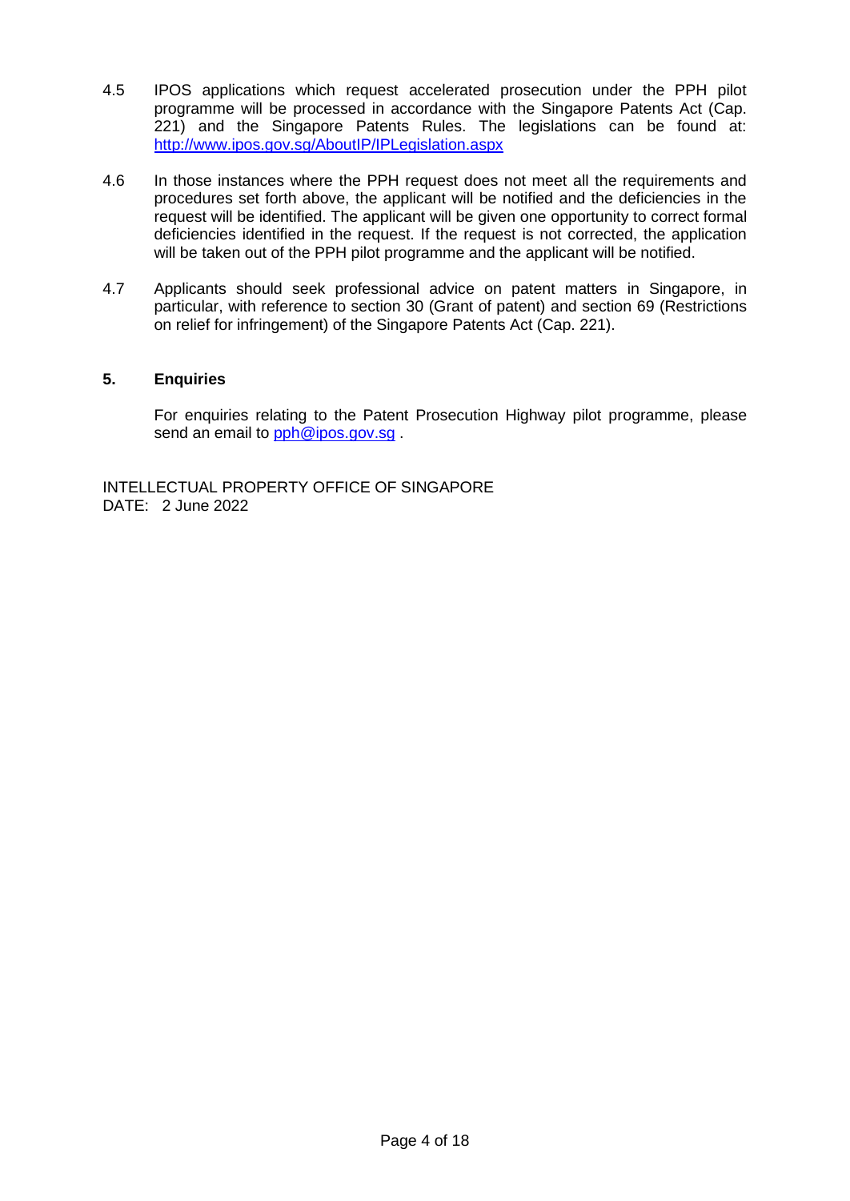4.5 IPOS applications which request accelerated prosecution under the PPH pilot programme will be processed in accordance with the Singapore Patents Act (Cap. 221) and the Singapore Patents Rules. The legislations can be found at: [http://www.ipos.gov.sg/AboutIP/IPLegislation.aspx](http://www.ipos.gov.sg/AboutIP/IPLegislation.aspx)

4.6 In those instances where the PPH request does not meet all the requirements and procedures set forth above, the applicant will be notified and the deficiencies in the request will be identified. The applicant will be given one opportunity to correct formal deficiencies identified in the request. If the request is not corrected, the application will be taken out of the PPH pilot programme and the applicant will be notified.

4.7 Applicants should seek professional advice on patent matters in Singapore, in particular, with reference to section 30 (Grant of patent) and section 69 (Restrictions on relief for infringement) of the Singapore Patents Act (Cap. 221).

## 5. Enquiries

For enquiries relating to the Patent Prosecution Highway pilot programme, please send an email to [pph@ipos.gov.sg](mailto:pph@ipos.gov.sg) .

INTELLECTUAL PROPERTY OFFICE OF SINGAPORE
DATE: 2 June 2022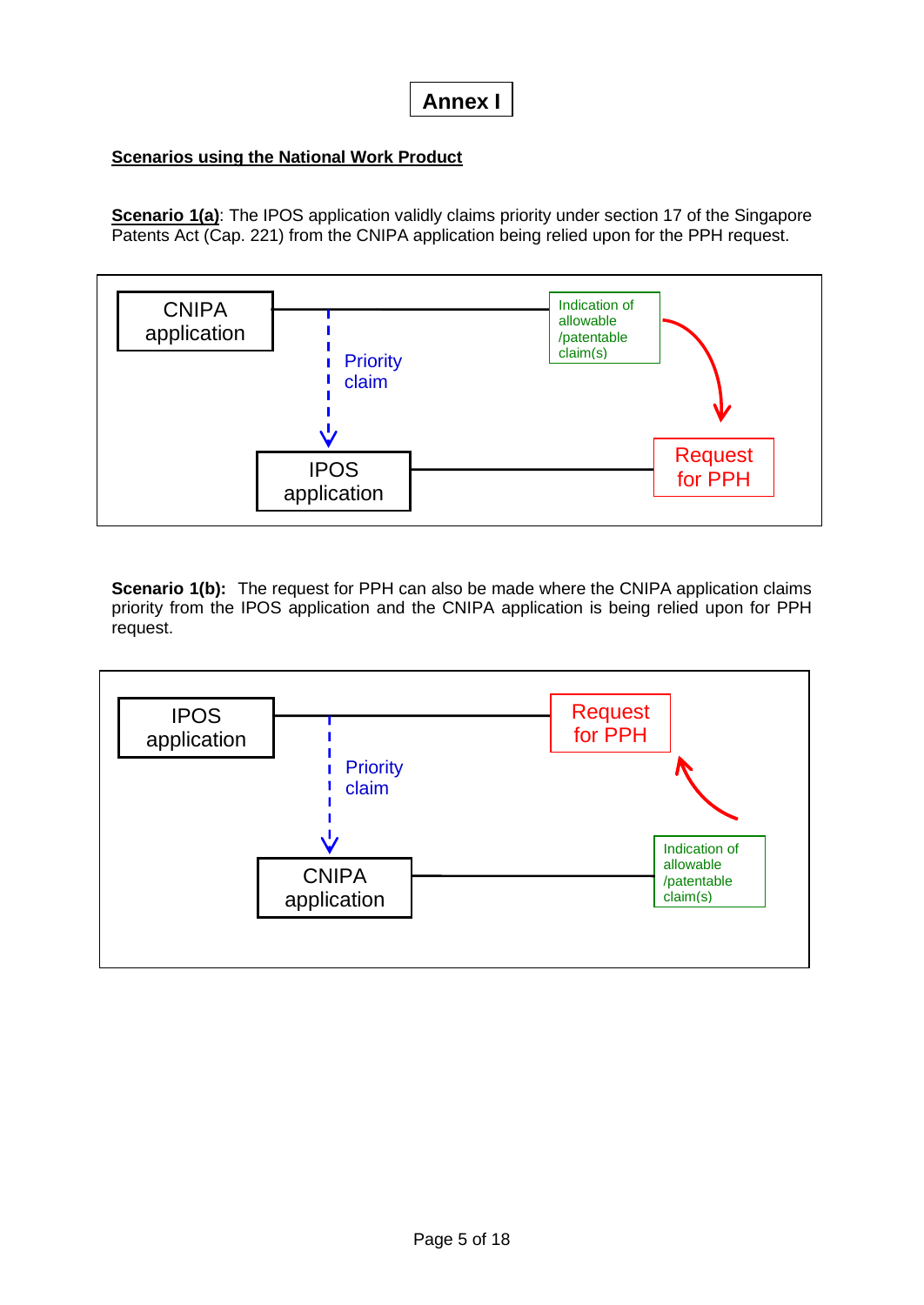# Annex I

**Scenarios using the National Work Product**

**Scenario 1(a)**: The IPOS application validly claims priority under section 17 of the Singapore Patents Act (Cap. 221) from the CNIPA application being relied upon for the PPH request.

CNIPA application

Priority claim

IPOS application

Indication of allowable /patentable claim(s)

Request for PPH

**Scenario 1(b):** The request for PPH can also be made where the CNIPA application claims priority from the IPOS application and the CNIPA application is being relied upon for PPH request.

IPOS application

Priority claim

CNIPA application

Request for PPH

Indication of allowable /patentable claim(s)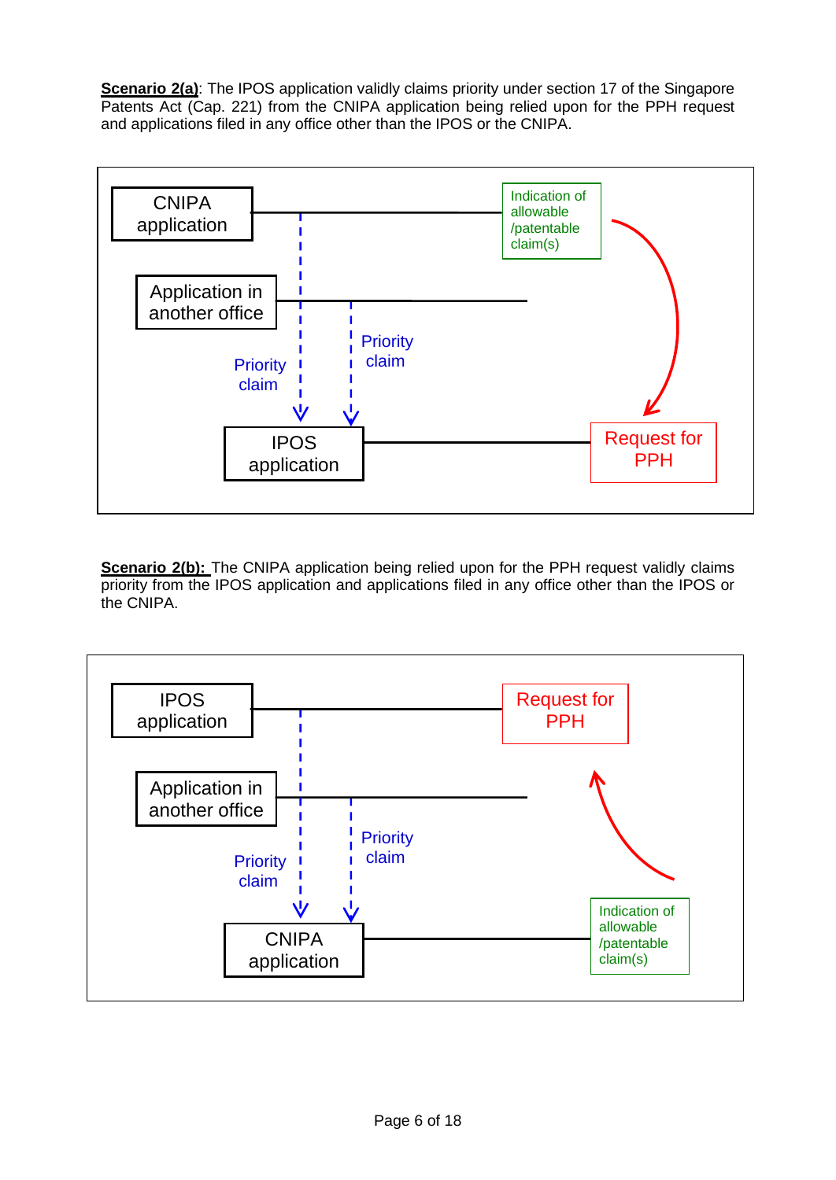**Scenario 2(a)**: The IPOS application validly claims priority under section 17 of the Singapore Patents Act (Cap. 221) from the CNIPA application being relied upon for the PPH request and applications filed in any office other than the IPOS or the CNIPA.

CNIPA application

Indication of allowable /patentable claim(s)

Application in another office

Priority claim

Priority claim

IPOS application

Request for PPH

**Scenario 2(b):** The CNIPA application being relied upon for the PPH request validly claims priority from the IPOS application and applications filed in any office other than the IPOS or the CNIPA.

IPOS application

Request for PPH

Application in another office

Priority claim

Priority claim

CNIPA application

Indication of allowable /patentable claim(s)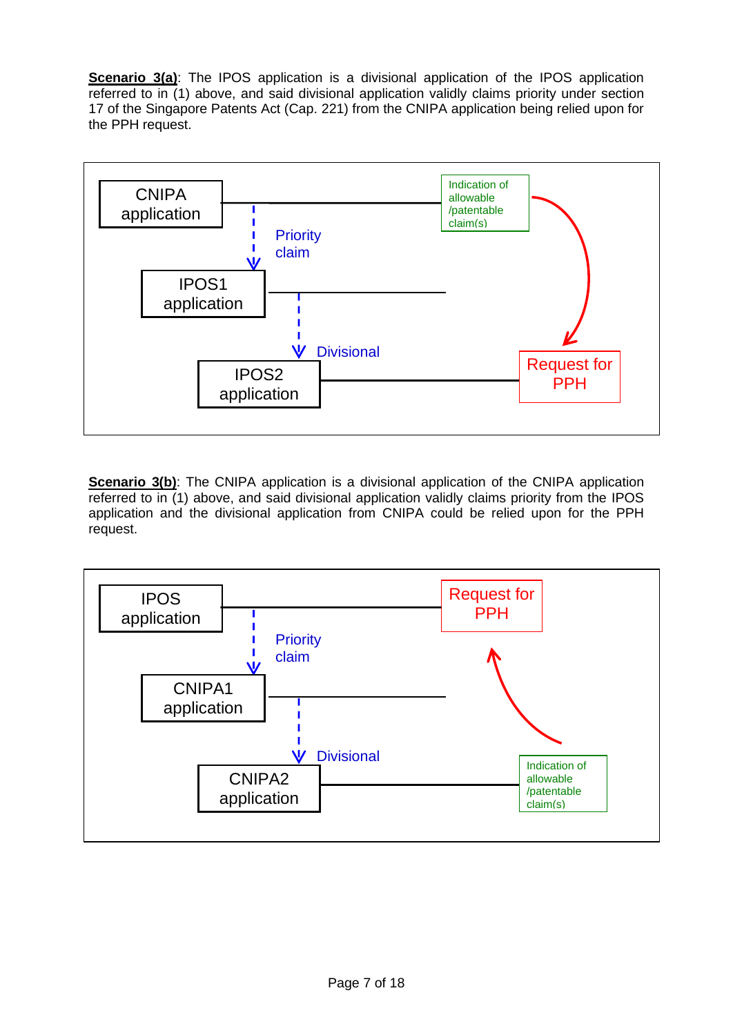**Scenario 3(a)**: The IPOS application is a divisional application of the IPOS application referred to in (1) above, and said divisional application validly claims priority under section 17 of the Singapore Patents Act (Cap. 221) from the CNIPA application being relied upon for the PPH request.

CNIPA application

Priority claim

IPOS1 application

Divisional

IPOS2 application

Indication of allowable /patentable claim(s)

Request for PPH

**Scenario 3(b)**: The CNIPA application is a divisional application of the CNIPA application referred to in (1) above, and said divisional application validly claims priority from the IPOS application and the divisional application from CNIPA could be relied upon for the PPH request.

IPOS application

Priority claim

CNIPA1 application

Divisional

CNIPA2 application

Request for PPH

Indication of allowable /patentable claim(s)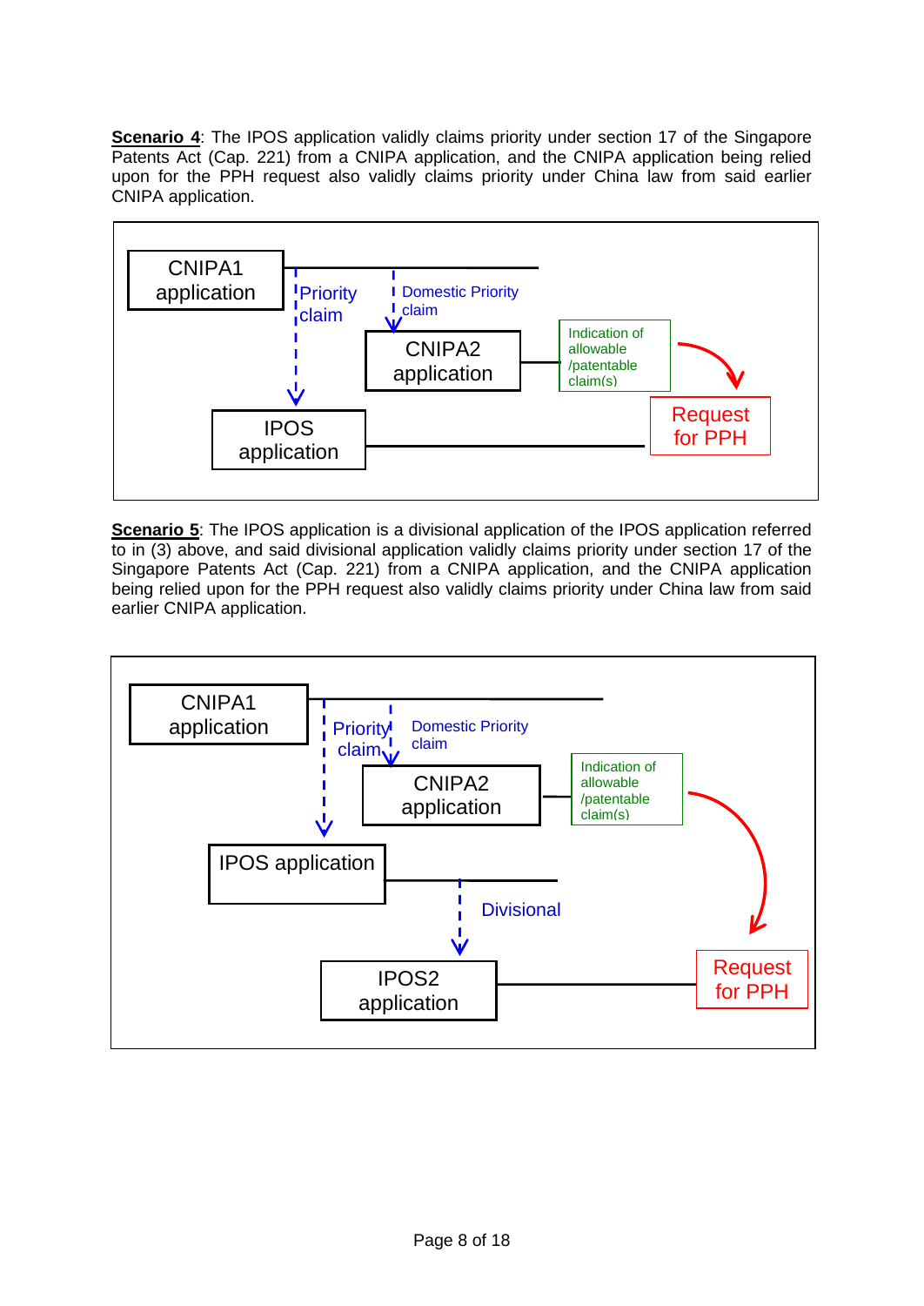**Scenario 4**: The IPOS application validly claims priority under section 17 of the Singapore Patents Act (Cap. 221) from a CNIPA application, and the CNIPA application being relied upon for the PPH request also validly claims priority under China law from said earlier CNIPA application.

CNIPA1 application

Priority claim

Domestic Priority claim

CNIPA2 application

Indication of allowable /patentable claim(s)

Request for PPH

IPOS application

**Scenario 5**: The IPOS application is a divisional application of the IPOS application referred to in (3) above, and said divisional application validly claims priority under section 17 of the Singapore Patents Act (Cap. 221) from a CNIPA application, and the CNIPA application being relied upon for the PPH request also validly claims priority under China law from said earlier CNIPA application.

CNIPA1 application

Priority claim

Domestic Priority claim

CNIPA2 application

Indication of allowable /patentable claim(s)

IPOS application

Divisional

IPOS2 application

Request for PPH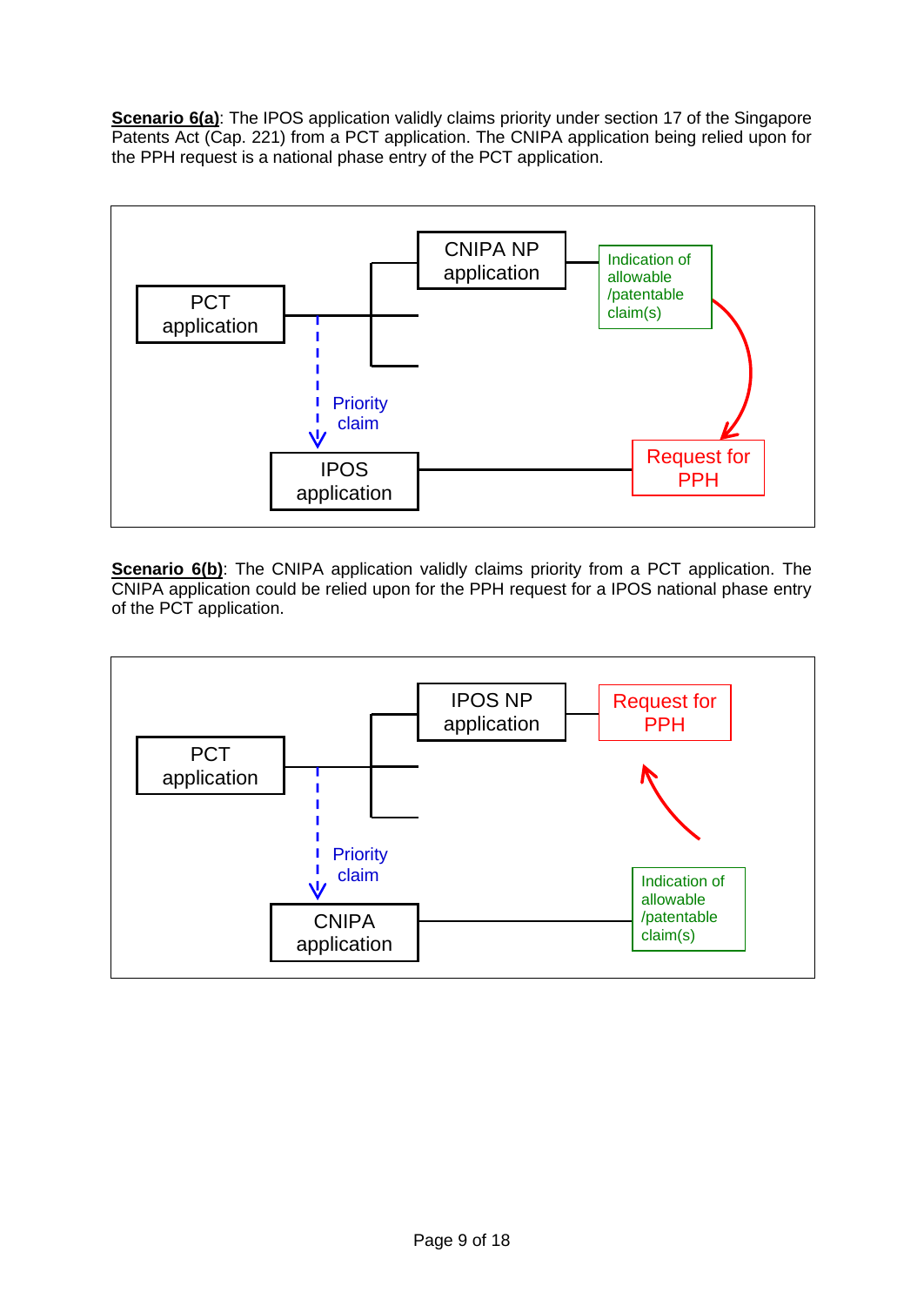**Scenario 6(a)**: The IPOS application validly claims priority under section 17 of the Singapore Patents Act (Cap. 221) from a PCT application. The CNIPA application being relied upon for the PPH request is a national phase entry of the PCT application.

PCT application

CNIPA NP application

Indication of allowable /patentable claim(s)

Priority claim

IPOS application

Request for PPH

**Scenario 6(b)**: The CNIPA application validly claims priority from a PCT application. The CNIPA application could be relied upon for the PPH request for a IPOS national phase entry of the PCT application.

PCT application

IPOS NP application

Request for PPH

Priority claim

CNIPA application

Indication of allowable /patentable claim(s)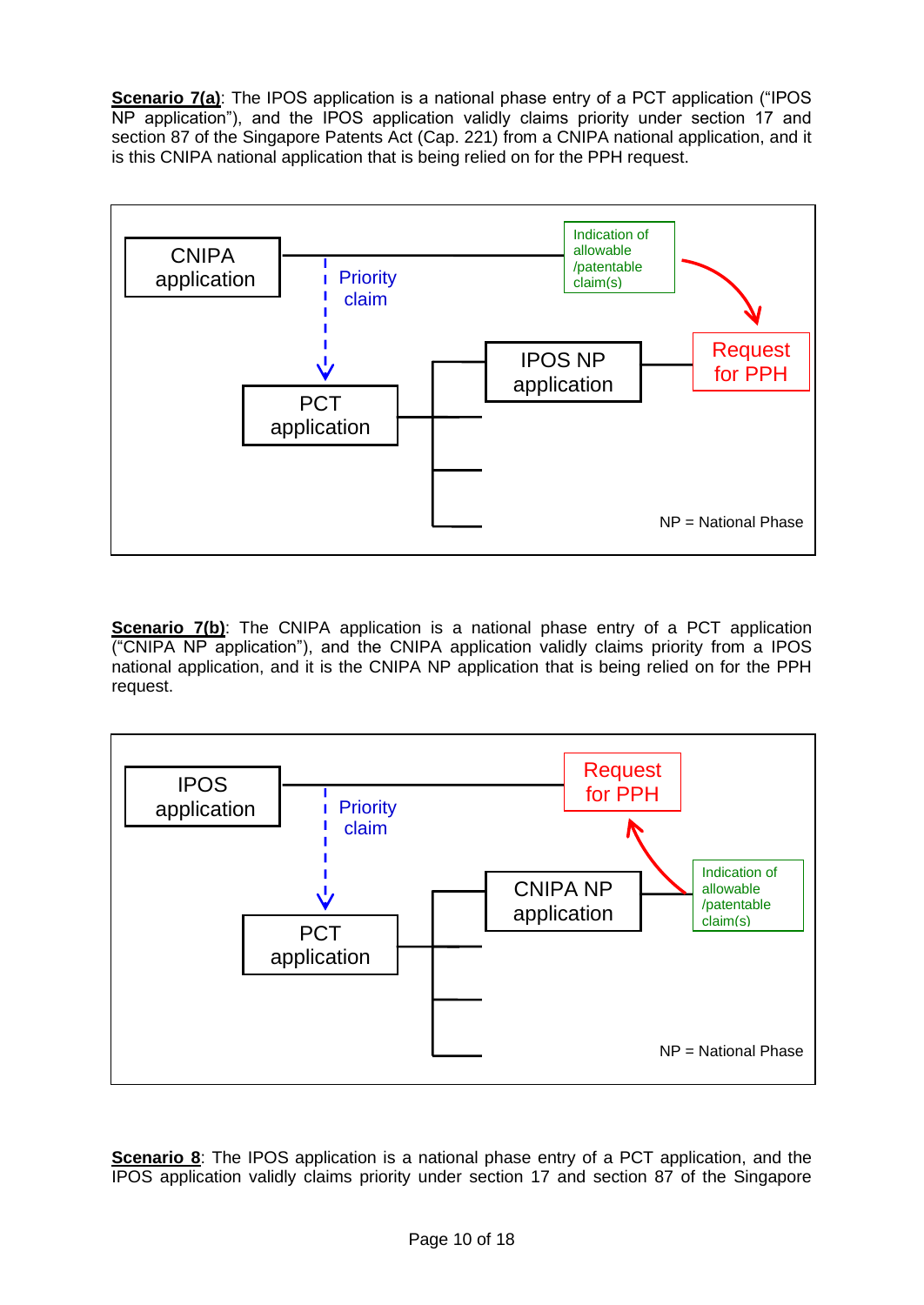**Scenario 7(a)**: The IPOS application is a national phase entry of a PCT application ("IPOS NP application"), and the IPOS application validly claims priority under section 17 and section 87 of the Singapore Patents Act (Cap. 221) from a CNIPA national application, and it is this CNIPA national application that is being relied on for the PPH request.

CNIPA application

Priority claim

Indication of allowable /patentable claim(s)

Request for PPH

IPOS NP application

PCT application

NP = National Phase

**Scenario 7(b)**: The CNIPA application is a national phase entry of a PCT application ("CNIPA NP application"), and the CNIPA application validly claims priority from a IPOS national application, and it is the CNIPA NP application that is being relied on for the PPH request.

IPOS application

Priority claim

Request for PPH

CNIPA NP application

Indication of allowable /patentable claim(s)

PCT application

NP = National Phase

**Scenario 8**: The IPOS application is a national phase entry of a PCT application, and the IPOS application validly claims priority under section 17 and section 87 of the Singapore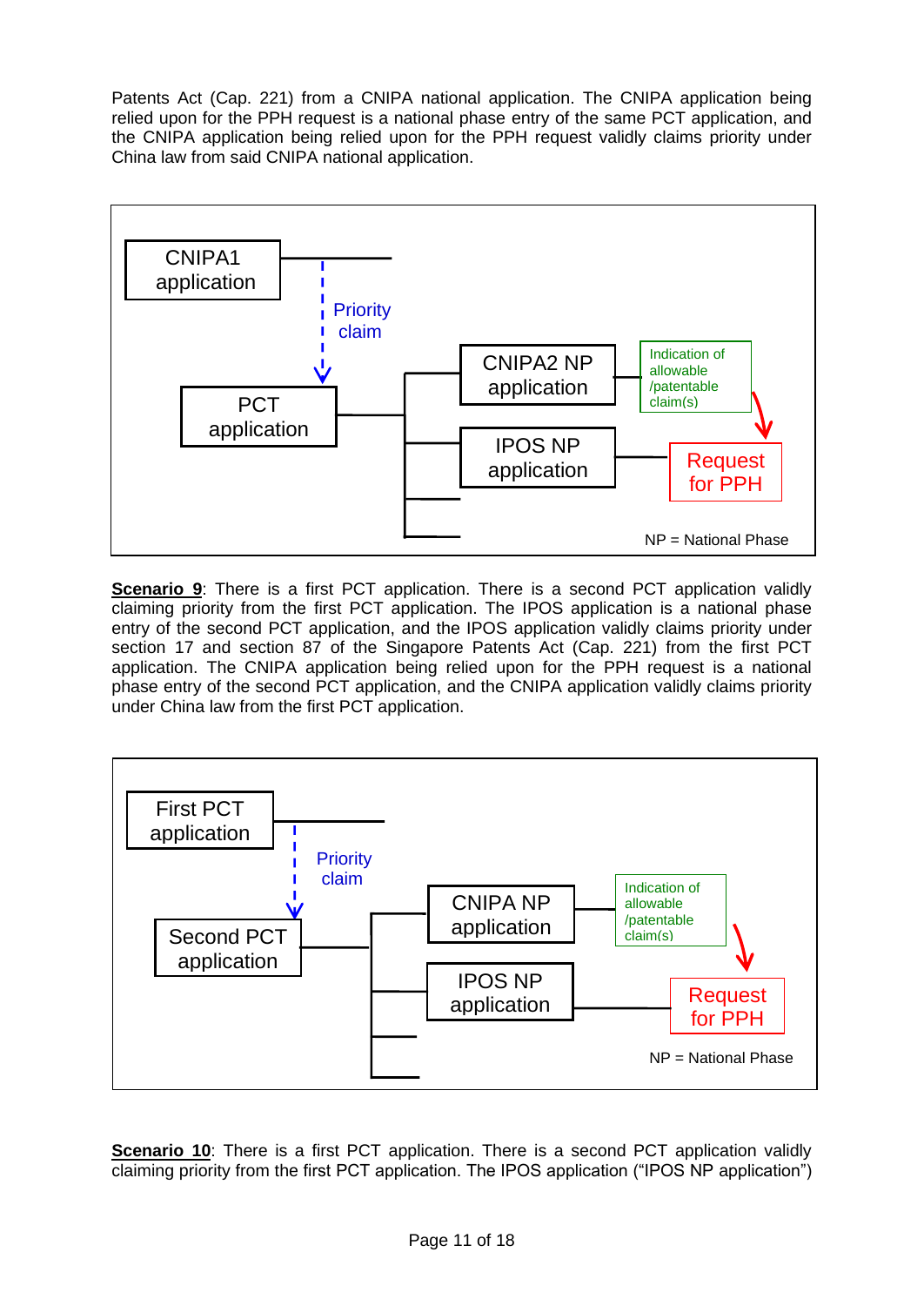Patents Act (Cap. 221) from a CNIPA national application. The CNIPA application being relied upon for the PPH request is a national phase entry of the same PCT application, and the CNIPA application being relied upon for the PPH request validly claims priority under China law from said CNIPA national application.

CNIPA1 application

Priority claim

PCT application

CNIPA2 NP application

Indication of allowable /patentable claim(s)

IPOS NP application

Request for PPH

NP = National Phase

**Scenario 9**: There is a first PCT application. There is a second PCT application validly claiming priority from the first PCT application. The IPOS application is a national phase entry of the second PCT application, and the IPOS application validly claims priority under section 17 and section 87 of the Singapore Patents Act (Cap. 221) from the first PCT application. The CNIPA application being relied upon for the PPH request is a national phase entry of the second PCT application, and the CNIPA application validly claims priority under China law from the first PCT application.

First PCT application

Priority claim

Second PCT application

CNIPA NP application

Indication of allowable /patentable claim(s)

IPOS NP application

Request for PPH

NP = National Phase

**Scenario 10**: There is a first PCT application. There is a second PCT application validly claiming priority from the first PCT application. The IPOS application ("IPOS NP application")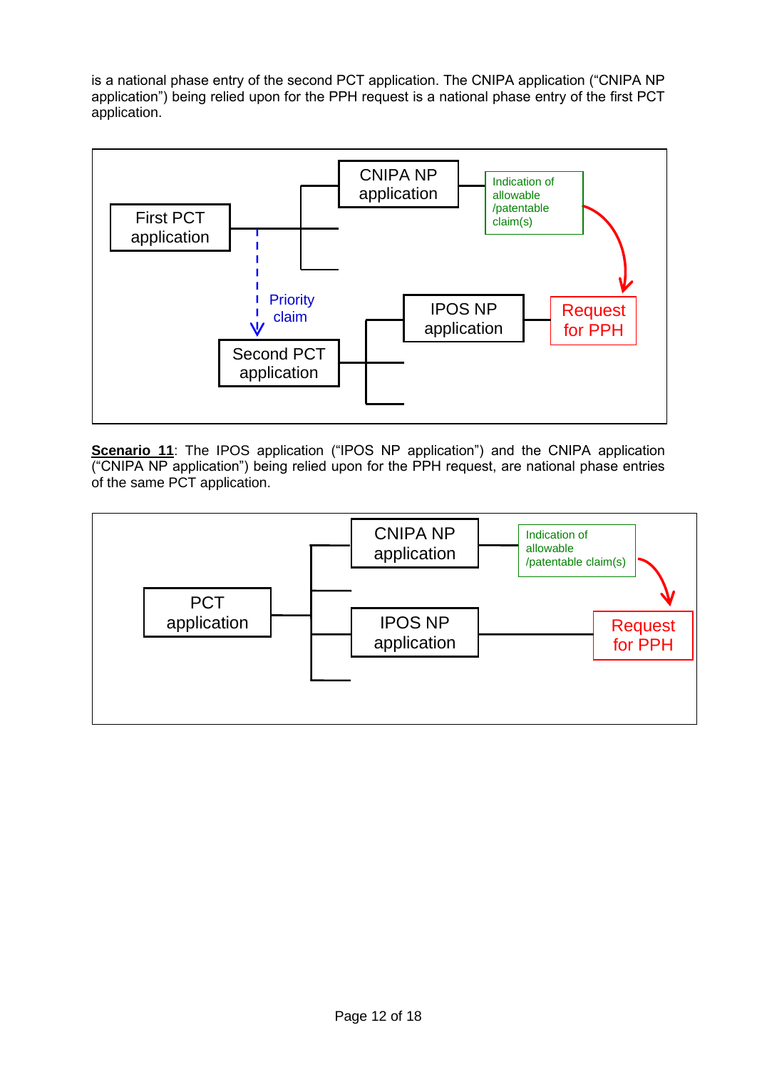is a national phase entry of the second PCT application. The CNIPA application ("CNIPA NP application") being relied upon for the PPH request is a national phase entry of the first PCT application.

First PCT application

CNIPA NP application

Indication of allowable /patentable claim(s)

Priority claim

IPOS NP application

Request for PPH

Second PCT application

**Scenario 11**: The IPOS application ("IPOS NP application") and the CNIPA application ("CNIPA NP application") being relied upon for the PPH request, are national phase entries of the same PCT application.

CNIPA NP application

Indication of allowable /patentable claim(s)

PCT application

IPOS NP application

Request for PPH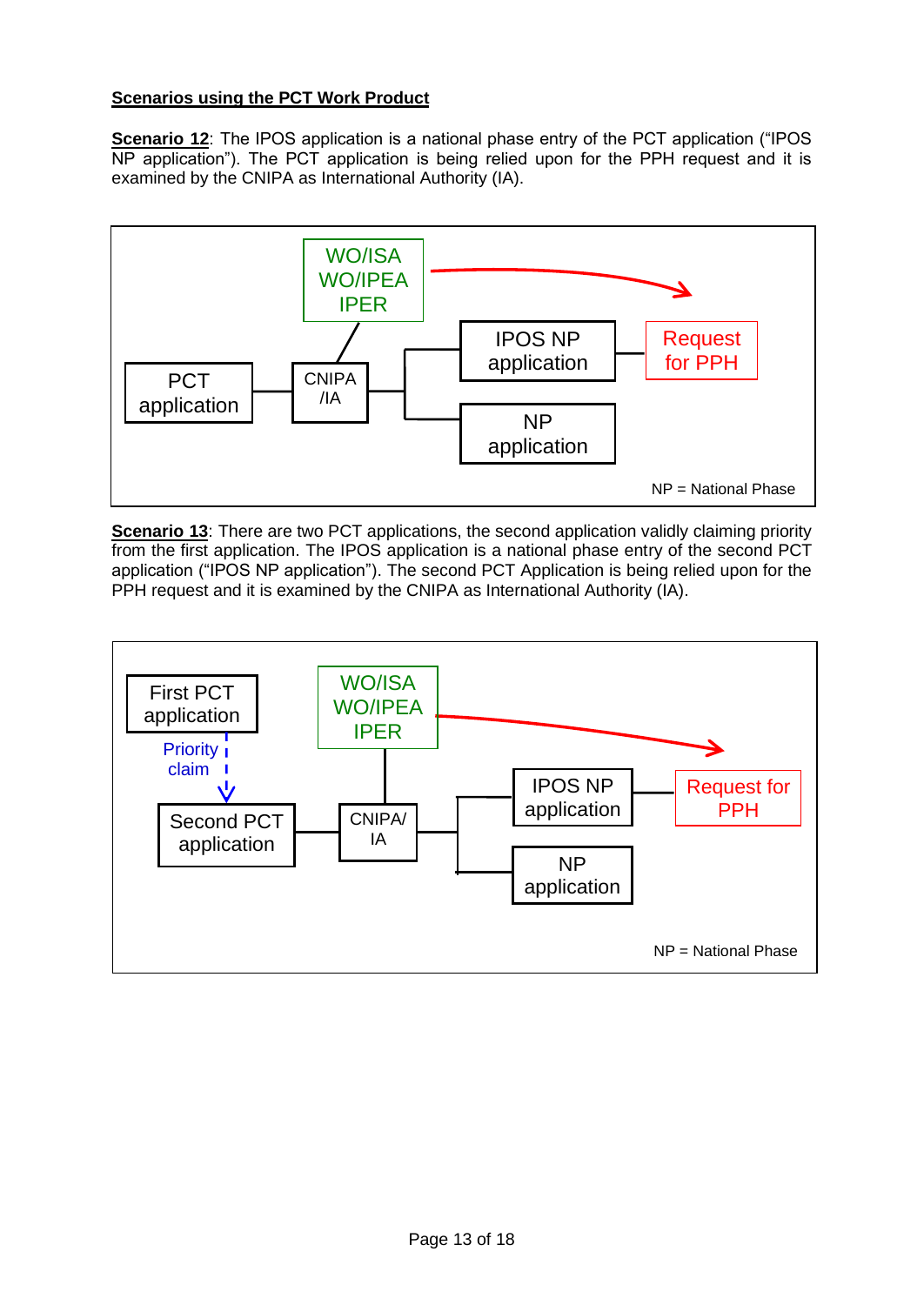**Scenarios using the PCT Work Product**

**Scenario 12**: The IPOS application is a national phase entry of the PCT application ("IPOS NP application"). The PCT application is being relied upon for the PPH request and it is examined by the CNIPA as International Authority (IA).

WO/ISA
WO/IPEA
IPER

PCT application — CNIPA /IA — IPOS NP application — Request for PPH

NP application

NP = National Phase

**Scenario 13**: There are two PCT applications, the second application validly claiming priority from the first application. The IPOS application is a national phase entry of the second PCT application ("IPOS NP application"). The second PCT Application is being relied upon for the PPH request and it is examined by the CNIPA as International Authority (IA).

First PCT application

Priority claim

WO/ISA
WO/IPEA
IPER

Second PCT application — CNIPA/ IA — IPOS NP application — Request for PPH

NP application

NP = National Phase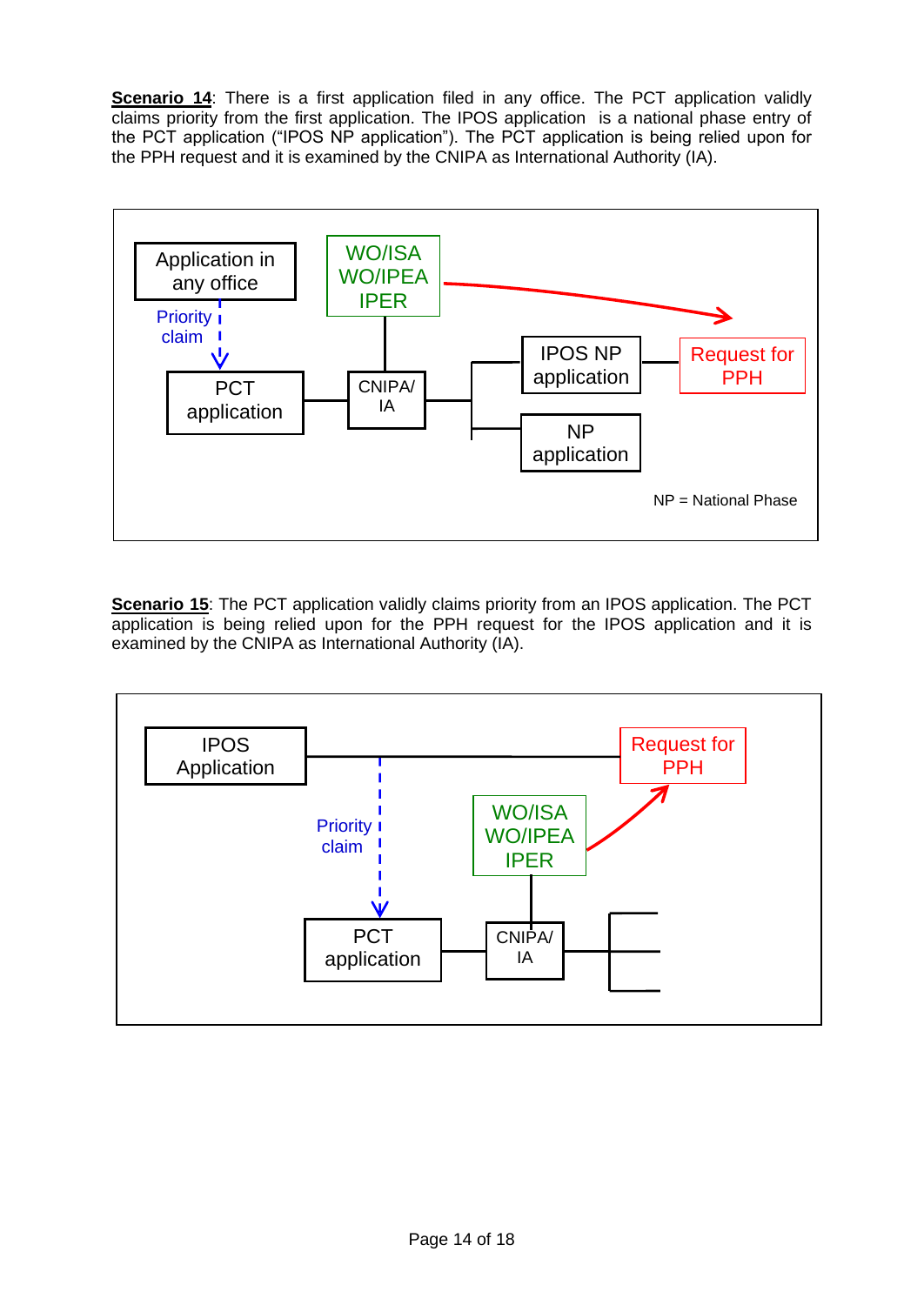**Scenario 14**: There is a first application filed in any office. The PCT application validly claims priority from the first application. The IPOS application is a national phase entry of the PCT application ("IPOS NP application"). The PCT application is being relied upon for the PPH request and it is examined by the CNIPA as International Authority (IA).

Application in any office

Priority claim

PCT application

WO/ISA
WO/IPEA
IPER

CNIPA/IA

IPOS NP application

NP application

Request for PPH

NP = National Phase

**Scenario 15**: The PCT application validly claims priority from an IPOS application. The PCT application is being relied upon for the PPH request for the IPOS application and it is examined by the CNIPA as International Authority (IA).

IPOS Application

Priority claim

PCT application

WO/ISA
WO/IPEA
IPER

CNIPA/IA

Request for PPH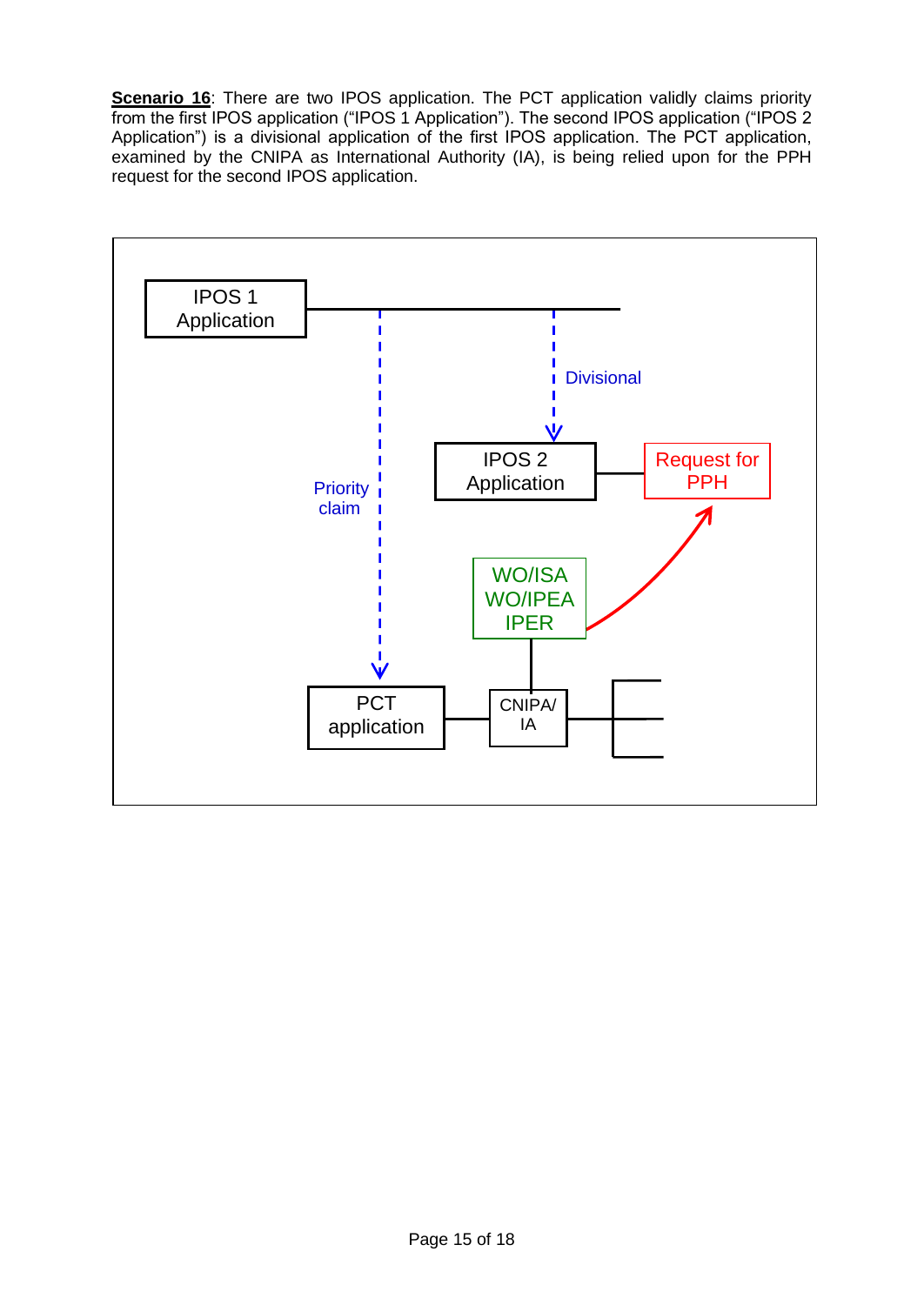**Scenario 16**: There are two IPOS application. The PCT application validly claims priority from the first IPOS application ("IPOS 1 Application"). The second IPOS application ("IPOS 2 Application") is a divisional application of the first IPOS application. The PCT application, examined by the CNIPA as International Authority (IA), is being relied upon for the PPH request for the second IPOS application.

IPOS 1 Application

Divisional

Priority claim

IPOS 2 Application

Request for PPH

WO/ISA
WO/IPEA
IPER

PCT application

CNIPA/ IA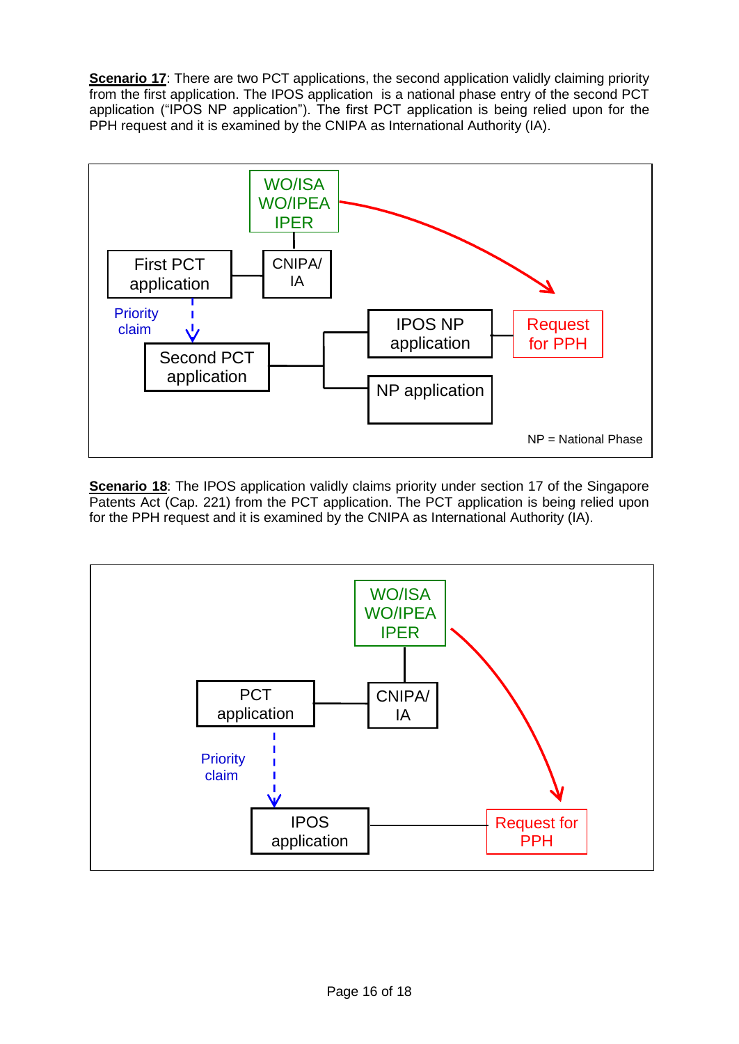**Scenario 17**: There are two PCT applications, the second application validly claiming priority from the first application. The IPOS application is a national phase entry of the second PCT application ("IPOS NP application"). The first PCT application is being relied upon for the PPH request and it is examined by the CNIPA as International Authority (IA).

WO/ISA
WO/IPEA
IPER

First PCT application — CNIPA/IA

Priority claim

Second PCT application

IPOS NP application — Request for PPH

NP application

NP = National Phase

**Scenario 18**: The IPOS application validly claims priority under section 17 of the Singapore Patents Act (Cap. 221) from the PCT application. The PCT application is being relied upon for the PPH request and it is examined by the CNIPA as International Authority (IA).

WO/ISA
WO/IPEA
IPER

PCT application — CNIPA/IA

Priority claim

IPOS application — Request for PPH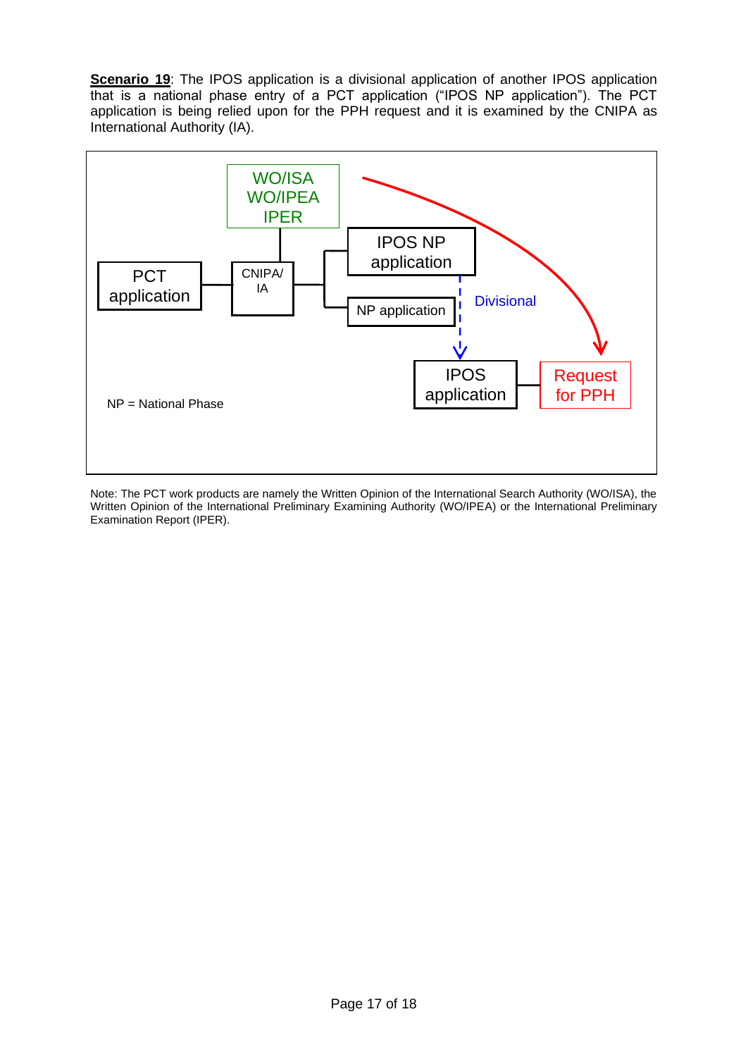**Scenario 19**: The IPOS application is a divisional application of another IPOS application that is a national phase entry of a PCT application ("IPOS NP application"). The PCT application is being relied upon for the PPH request and it is examined by the CNIPA as International Authority (IA).

WO/ISA
WO/IPEA
IPER

PCT application

CNIPA/ IA

IPOS NP application

NP application

Divisional

IPOS application

Request for PPH

NP = National Phase

Note: The PCT work products are namely the Written Opinion of the International Search Authority (WO/ISA), the Written Opinion of the International Preliminary Examining Authority (WO/IPEA) or the International Preliminary Examination Report (IPER).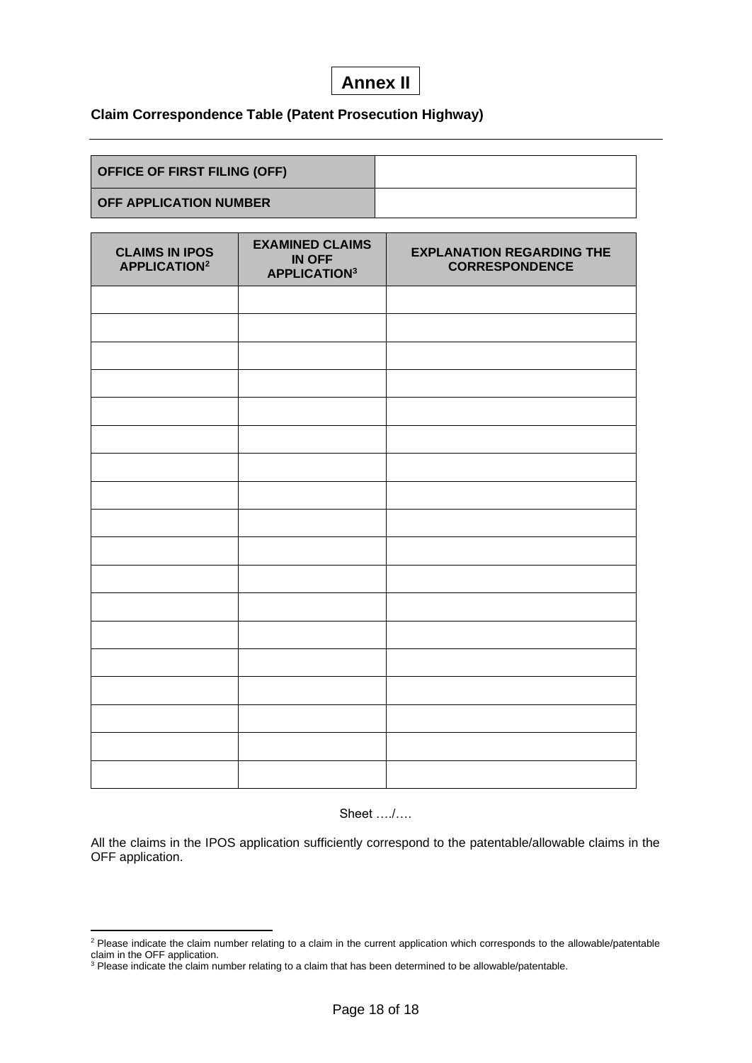# Annex II

## Claim Correspondence Table (Patent Prosecution Highway)

| | |
|---|---|
| **OFFICE OF FIRST FILING (OFF)** | |
| **OFF APPLICATION NUMBER** | |

| CLAIMS IN IPOS APPLICATION[2] | EXAMINED CLAIMS IN OFF APPLICATION[3] | EXPLANATION REGARDING THE CORRESPONDENCE |
|---|---|---|
| | | |
| | | |
| | | |
| | | |
| | | |
| | | |
| | | |
| | | |
| | | |
| | | |
| | | |
| | | |
| | | |
| | | |
| | | |
| | | |
| | | |
| | | |

Sheet …./….

All the claims in the IPOS application sufficiently correspond to the patentable/allowable claims in the OFF application.

[2] Please indicate the claim number relating to a claim in the current application which corresponds to the allowable/patentable claim in the OFF application.

[3] Please indicate the claim number relating to a claim that has been determined to be allowable/patentable.